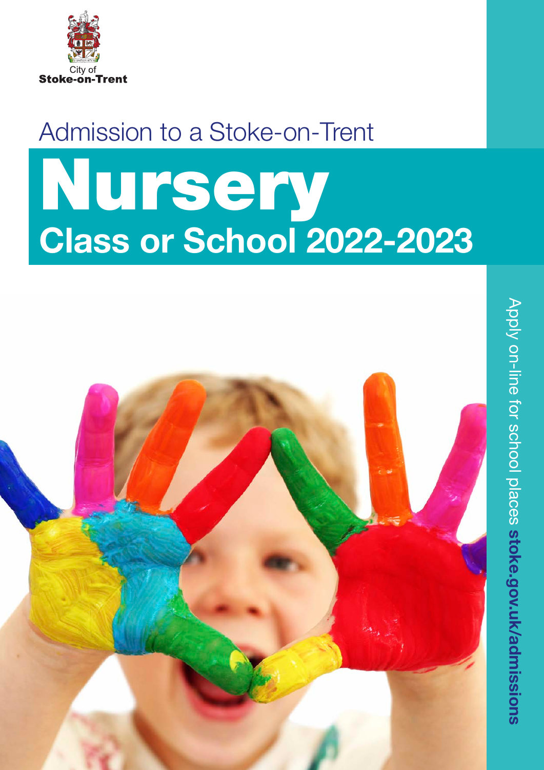City of
**Stoke-on-Trent**

Admission to a Stoke-on-Trent

# Nursery

## Class or School 2022-2023

Apply on-line for school places **stoke.gov.uk/admissions**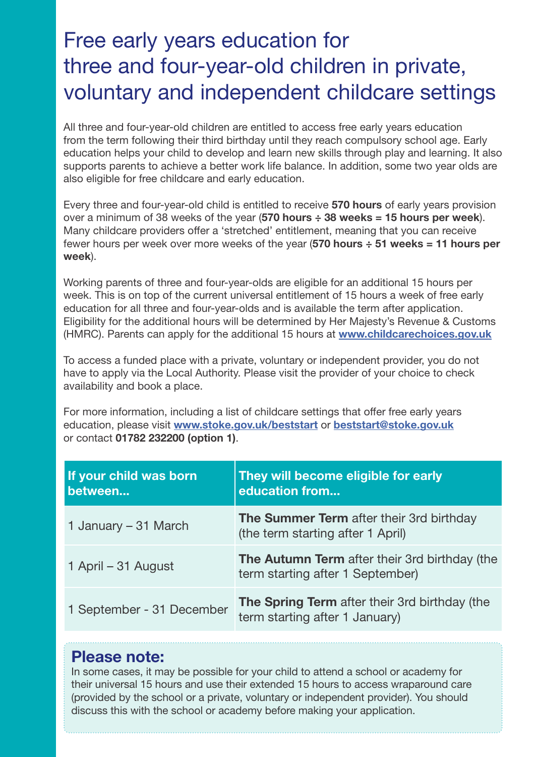# Free early years education for three and four-year-old children in private, voluntary and independent childcare settings

All three and four-year-old children are entitled to access free early years education from the term following their third birthday until they reach compulsory school age. Early education helps your child to develop and learn new skills through play and learning. It also supports parents to achieve a better work life balance. In addition, some two year olds are also eligible for free childcare and early education.

Every three and four-year-old child is entitled to receive **570 hours** of early years provision over a minimum of 38 weeks of the year (**570 hours ÷ 38 weeks = 15 hours per week**). Many childcare providers offer a 'stretched' entitlement, meaning that you can receive fewer hours per week over more weeks of the year (**570 hours ÷ 51 weeks = 11 hours per week**).

Working parents of three and four-year-olds are eligible for an additional 15 hours per week. This is on top of the current universal entitlement of 15 hours a week of free early education for all three and four-year-olds and is available the term after application. Eligibility for the additional hours will be determined by Her Majesty's Revenue & Customs (HMRC). Parents can apply for the additional 15 hours at **www.childcarechoices.gov.uk**

To access a funded place with a private, voluntary or independent provider, you do not have to apply via the Local Authority. Please visit the provider of your choice to check availability and book a place.

For more information, including a list of childcare settings that offer free early years education, please visit **www.stoke.gov.uk/beststart** or **beststart@stoke.gov.uk** or contact **01782 232200 (option 1)**.

| If your child was born between... | They will become eligible for early education from... |
|---|---|
| 1 January – 31 March | **The Summer Term** after their 3rd birthday (the term starting after 1 April) |
| 1 April – 31 August | **The Autumn Term** after their 3rd birthday (the term starting after 1 September) |
| 1 September - 31 December | **The Spring Term** after their 3rd birthday (the term starting after 1 January) |

## Please note:

In some cases, it may be possible for your child to attend a school or academy for their universal 15 hours and use their extended 15 hours to access wraparound care (provided by the school or a private, voluntary or independent provider). You should discuss this with the school or academy before making your application.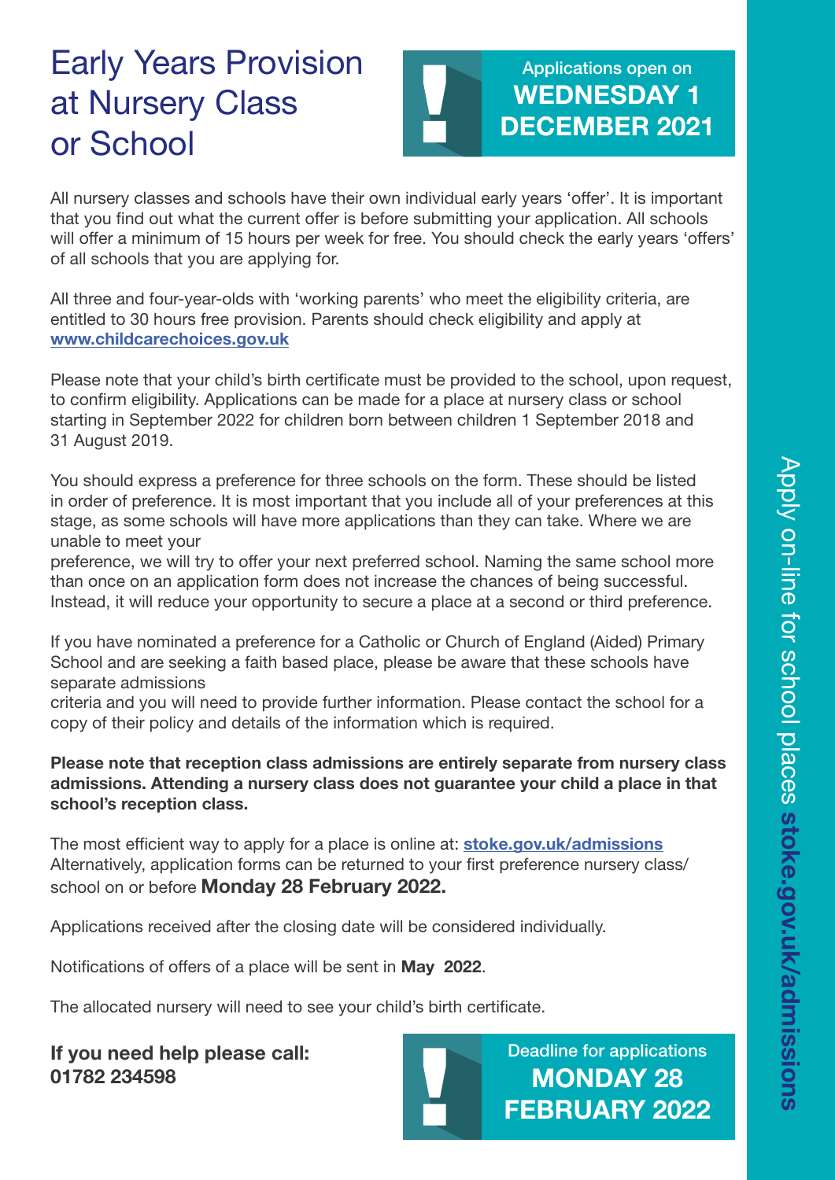# Early Years Provision at Nursery Class or School

Applications open on
**WEDNESDAY 1 DECEMBER 2021**

All nursery classes and schools have their own individual early years 'offer'. It is important that you find out what the current offer is before submitting your application. All schools will offer a minimum of 15 hours per week for free. You should check the early years 'offers' of all schools that you are applying for.

All three and four-year-olds with 'working parents' who meet the eligibility criteria, are entitled to 30 hours free provision. Parents should check eligibility and apply at **www.childcarechoices.gov.uk**

Please note that your child's birth certificate must be provided to the school, upon request, to confirm eligibility. Applications can be made for a place at nursery class or school starting in September 2022 for children born between children 1 September 2018 and 31 August 2019.

You should express a preference for three schools on the form. These should be listed in order of preference. It is most important that you include all of your preferences at this stage, as some schools will have more applications than they can take. Where we are unable to meet your preference, we will try to offer your next preferred school. Naming the same school more than once on an application form does not increase the chances of being successful. Instead, it will reduce your opportunity to secure a place at a second or third preference.

If you have nominated a preference for a Catholic or Church of England (Aided) Primary School and are seeking a faith based place, please be aware that these schools have separate admissions criteria and you will need to provide further information. Please contact the school for a copy of their policy and details of the information which is required.

**Please note that reception class admissions are entirely separate from nursery class admissions. Attending a nursery class does not guarantee your child a place in that school's reception class.**

The most efficient way to apply for a place is online at: **stoke.gov.uk/admissions**
Alternatively, application forms can be returned to your first preference nursery class/ school on or before **Monday 28 February 2022.**

Applications received after the closing date will be considered individually.

Notifications of offers of a place will be sent in **May 2022**.

The allocated nursery will need to see your child's birth certificate.

**If you need help please call: 01782 234598**

Deadline for applications
**MONDAY 28 FEBRUARY 2022**

Apply on-line for school places **stoke.gov.uk/admissions**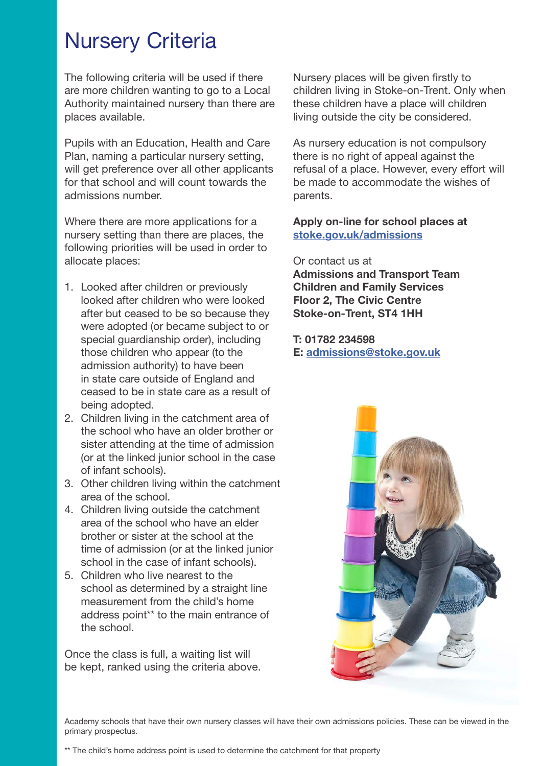# Nursery Criteria

The following criteria will be used if there are more children wanting to go to a Local Authority maintained nursery than there are places available.

Pupils with an Education, Health and Care Plan, naming a particular nursery setting, will get preference over all other applicants for that school and will count towards the admissions number.

Where there are more applications for a nursery setting than there are places, the following priorities will be used in order to allocate places:

1. Looked after children or previously looked after children who were looked after but ceased to be so because they were adopted (or became subject to or special guardianship order), including those children who appear (to the admission authority) to have been in state care outside of England and ceased to be in state care as a result of being adopted.
2. Children living in the catchment area of the school who have an older brother or sister attending at the time of admission (or at the linked junior school in the case of infant schools).
3. Other children living within the catchment area of the school.
4. Children living outside the catchment area of the school who have an elder brother or sister at the school at the time of admission (or at the linked junior school in the case of infant schools).
5. Children who live nearest to the school as determined by a straight line measurement from the child's home address point** to the main entrance of the school.

Once the class is full, a waiting list will be kept, ranked using the criteria above.

Nursery places will be given firstly to children living in Stoke-on-Trent. Only when these children have a place will children living outside the city be considered.

As nursery education is not compulsory there is no right of appeal against the refusal of a place. However, every effort will be made to accommodate the wishes of parents.

**Apply on-line for school places at [stoke.gov.uk/admissions](stoke.gov.uk/admissions)**

Or contact us at
**Admissions and Transport Team**
**Children and Family Services**
**Floor 2, The Civic Centre**
**Stoke-on-Trent, ST4 1HH**

**T: 01782 234598**
**E: [admissions@stoke.gov.uk](mailto:admissions@stoke.gov.uk)**

Academy schools that have their own nursery classes will have their own admissions policies. These can be viewed in the primary prospectus.

** The child's home address point is used to determine the catchment for that property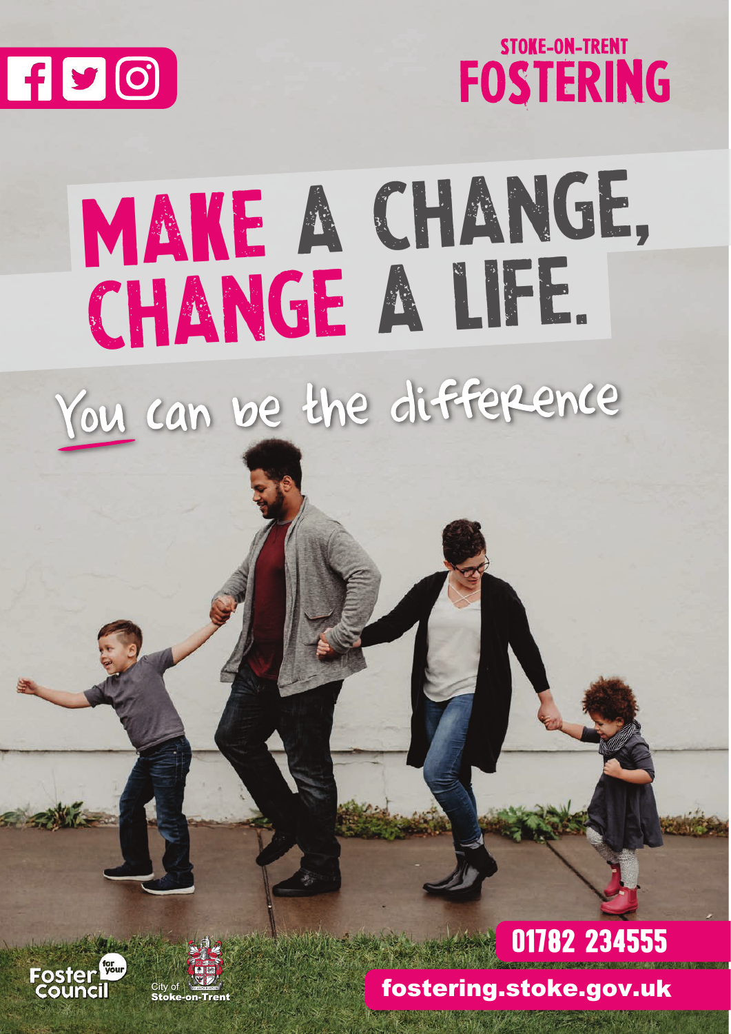STOKE-ON-TRENT
# FOSTERING

# MAKE A CHANGE, CHANGE A LIFE.

You can be the difference

Foster for your Council

City of Stoke-on-Trent

**01782 234555**

**fostering.stoke.gov.uk**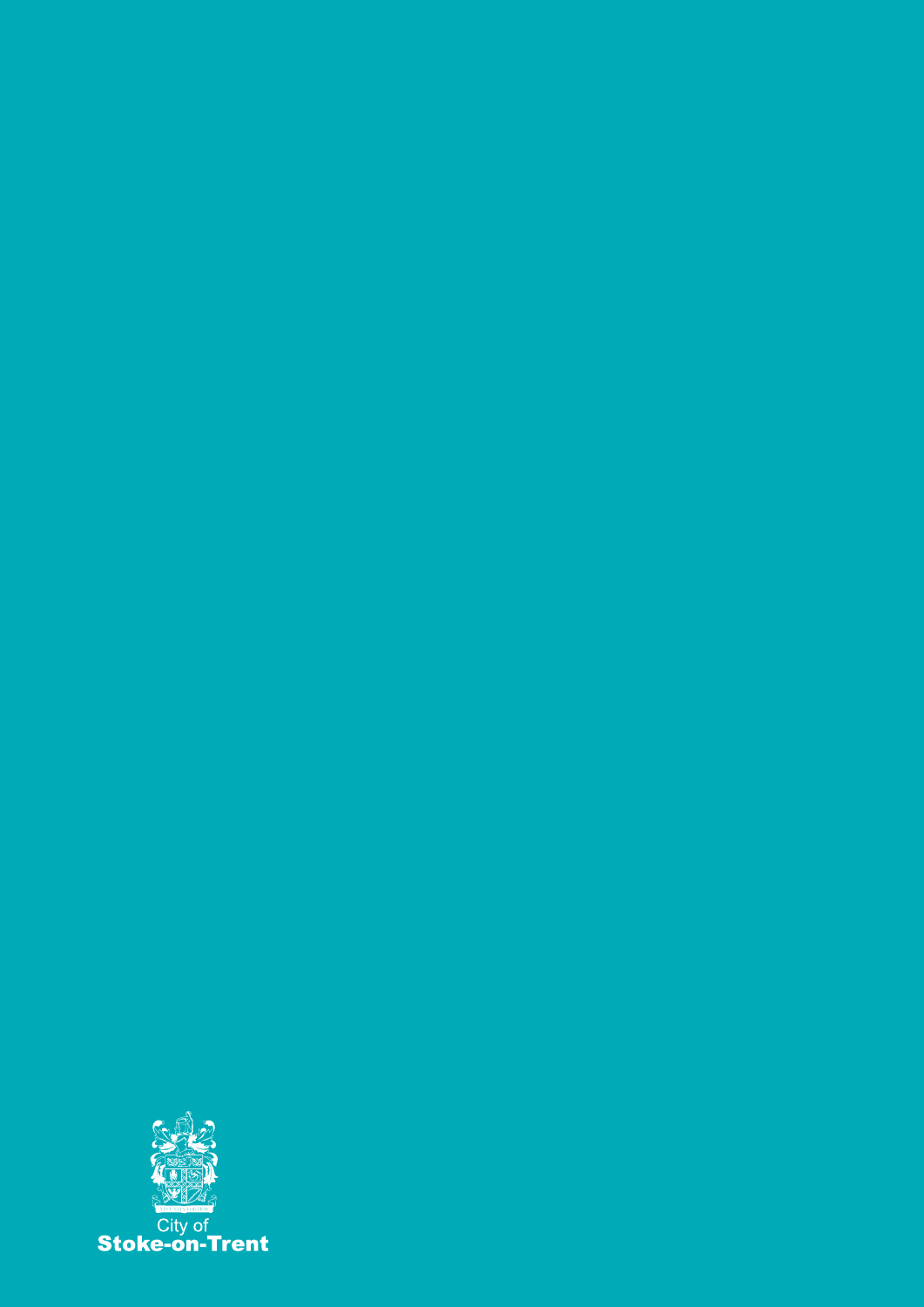City of
**Stoke-on-Trent**